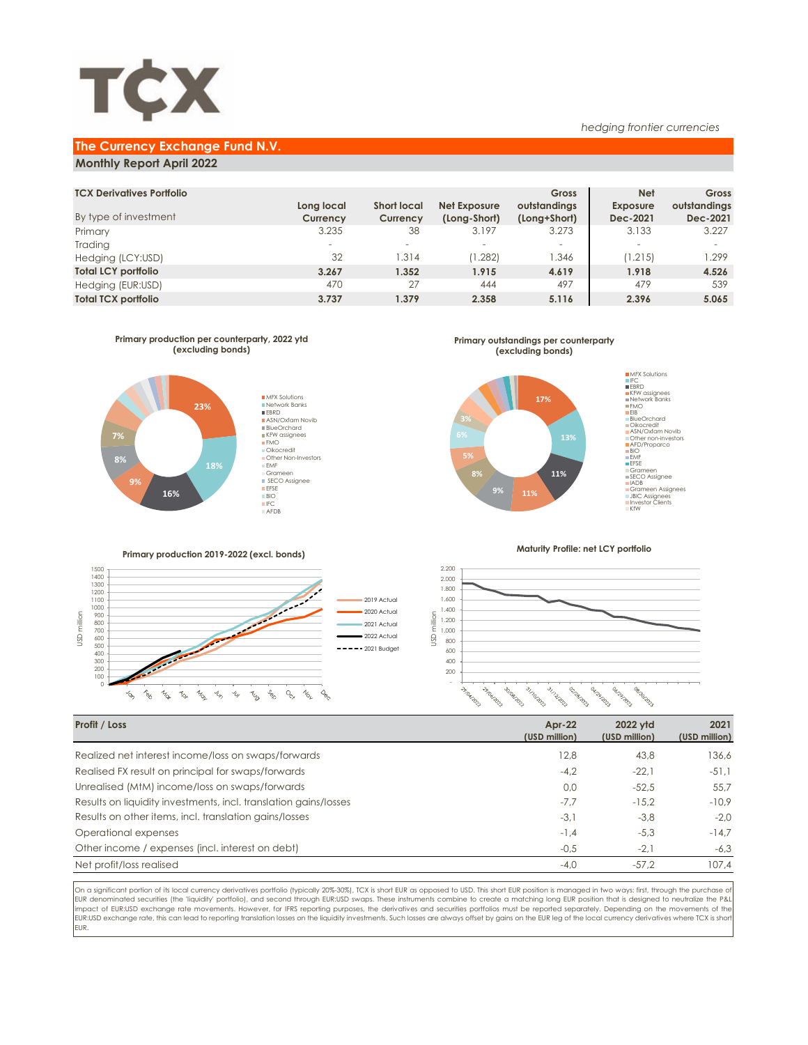TCX

*hedging frontier currencies*

# The Currency Exchange Fund N.V.

## Monthly Report April 2022

| TCX Derivatives Portfolio<br>By type of investment | Long local Currency | Short local Currency | Net Exposure (Long-Short) | Gross outstandings (Long+Short) | Net Exposure Dec-2021 | Gross outstandings Dec-2021 |
|---|---|---|---|---|---|---|
| Primary | 3.235 | 38 | 3.197 | 3.273 | 3.133 | 3.227 |
| Trading | - | - | - | - | - | - |
| Hedging (LCY:USD) | 32 | 1.314 | (1.282) | 1.346 | (1.215) | 1.299 |
| **Total LCY portfolio** | **3.267** | **1.352** | **1.915** | **4.619** | **1.918** | **4.526** |
| Hedging (EUR:USD) | 470 | 27 | 444 | 497 | 479 | 539 |
| **Total TCX portfolio** | **3.737** | **1.379** | **2.358** | **5.116** | **2.396** | **5.065** |

**Primary production per counterparty, 2022 ytd (excluding bonds)**

**Primary outstandings per counterparty (excluding bonds)**

**Primary production 2019-2022 (excl. bonds)**

**Maturity Profile: net LCY portfolio**

| Profit / Loss | Apr-22 (USD million) | 2022 ytd (USD million) | 2021 (USD million) |
|---|---|---|---|
| Realized net interest income/loss on swaps/forwards | 12,8 | 43,8 | 136,6 |
| Realised FX result on principal for swaps/forwards | -4,2 | -22,1 | -51,1 |
| Unrealised (MtM) income/loss on swaps/forwards | 0,0 | -52,5 | 55,7 |
| Results on liquidity investments, incl. translation gains/losses | -7,7 | -15,2 | -10,9 |
| Results on other items, incl. translation gains/losses | -3,1 | -3,8 | -2,0 |
| Operational expenses | -1,4 | -5,3 | -14,7 |
| Other income / expenses (incl. interest on debt) | -0,5 | -2,1 | -6,3 |
| Net profit/loss realised | -4,0 | -57,2 | 107,4 |

On a significant portion of its local currency derivatives portfolio (typically 20%-30%), TCX is short EUR as opposed to USD. This short EUR position is managed in two ways: first, through the purchase of EUR denominated securities (the 'liquidity' portfolio), and second through EUR:USD swaps. These instruments combine to create a matching long EUR position that is designed to neutralize the P&L impact of EUR:USD exchange rate movements. However, for IFRS reporting purposes, the derivatives and securities portfolios must be reported separately. Depending on the movements of the EUR:USD exchange rate, this can lead to reporting translation losses on the liquidity investments. Such losses are always offset by gains on the EUR leg of the local currency derivatives where TCX is short EUR.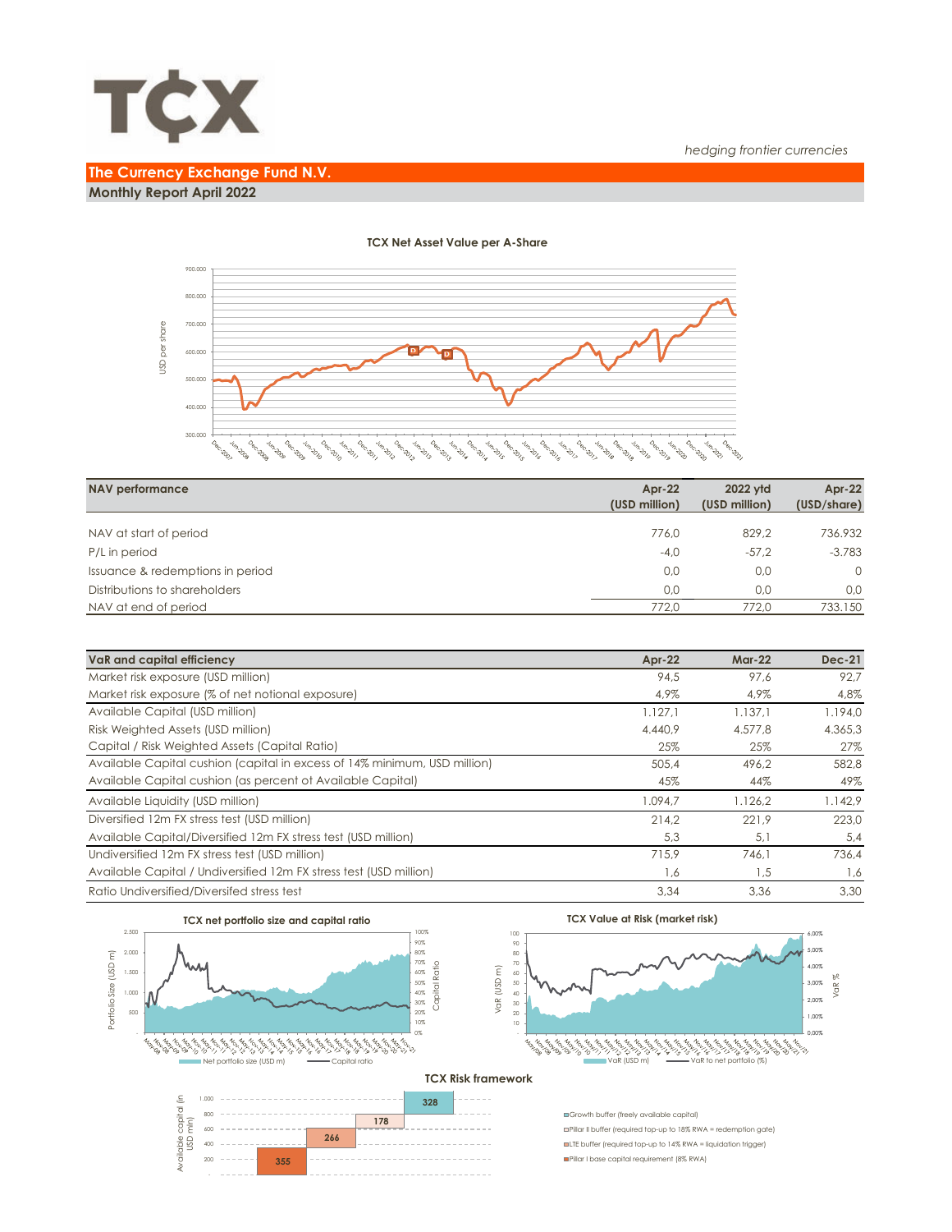*hedging frontier currencies*

## The Currency Exchange Fund N.V.

### Monthly Report April 2022

**TCX Net Asset Value per A-Share**

| NAV performance | Apr-22 (USD million) | 2022 ytd (USD million) | Apr-22 (USD/share) |
|---|---|---|---|
| NAV at start of period | 776,0 | 829,2 | 736.932 |
| P/L in period | -4,0 | -57,2 | -3.783 |
| Issuance & redemptions in period | 0,0 | 0,0 | 0 |
| Distributions to shareholders | 0,0 | 0,0 | 0,0 |
| NAV at end of period | 772,0 | 772,0 | 733.150 |

| VaR and capital efficiency | Apr-22 | Mar-22 | Dec-21 |
|---|---|---|---|
| Market risk exposure (USD million) | 94,5 | 97,6 | 92,7 |
| Market risk exposure (% of net notional exposure) | 4,9% | 4,9% | 4,8% |
| Available Capital (USD million) | 1.127,1 | 1.137,1 | 1.194,0 |
| Risk Weighted Assets (USD million) | 4.440,9 | 4.577,8 | 4.365,3 |
| Capital / Risk Weighted Assets (Capital Ratio) | 25% | 25% | 27% |
| Available Capital cushion (capital in excess of 14% minimum, USD million) | 505,4 | 496,2 | 582,8 |
| Available Capital cushion (as percent of Available Capital) | 45% | 44% | 49% |
| Available Liquidity (USD million) | 1.094,7 | 1.126,2 | 1.142,9 |
| Diversified 12m FX stress test (USD million) | 214,2 | 221,9 | 223,0 |
| Available Capital/Diversified 12m FX stress test (USD million) | 5,3 | 5,1 | 5,4 |
| Undiversified 12m FX stress test (USD million) | 715,9 | 746,1 | 736,4 |
| Available Capital / Undiversified 12m FX stress test (USD million) | 1,6 | 1,5 | 1,6 |
| Ratio Undiversified/Diversifed stress test | 3,34 | 3,36 | 3,30 |

**TCX net portfolio size and capital ratio**

**TCX Value at Risk (market risk)**

**TCX Risk framework**

- Growth buffer (freely available capital): 328
- Pillar II buffer (required top-up to 18% RWA = redemption gate): 178
- LTE buffer (required top-up to 14% RWA = liquidation trigger): 266
- Pillar I base capital requirement (8% RWA): 355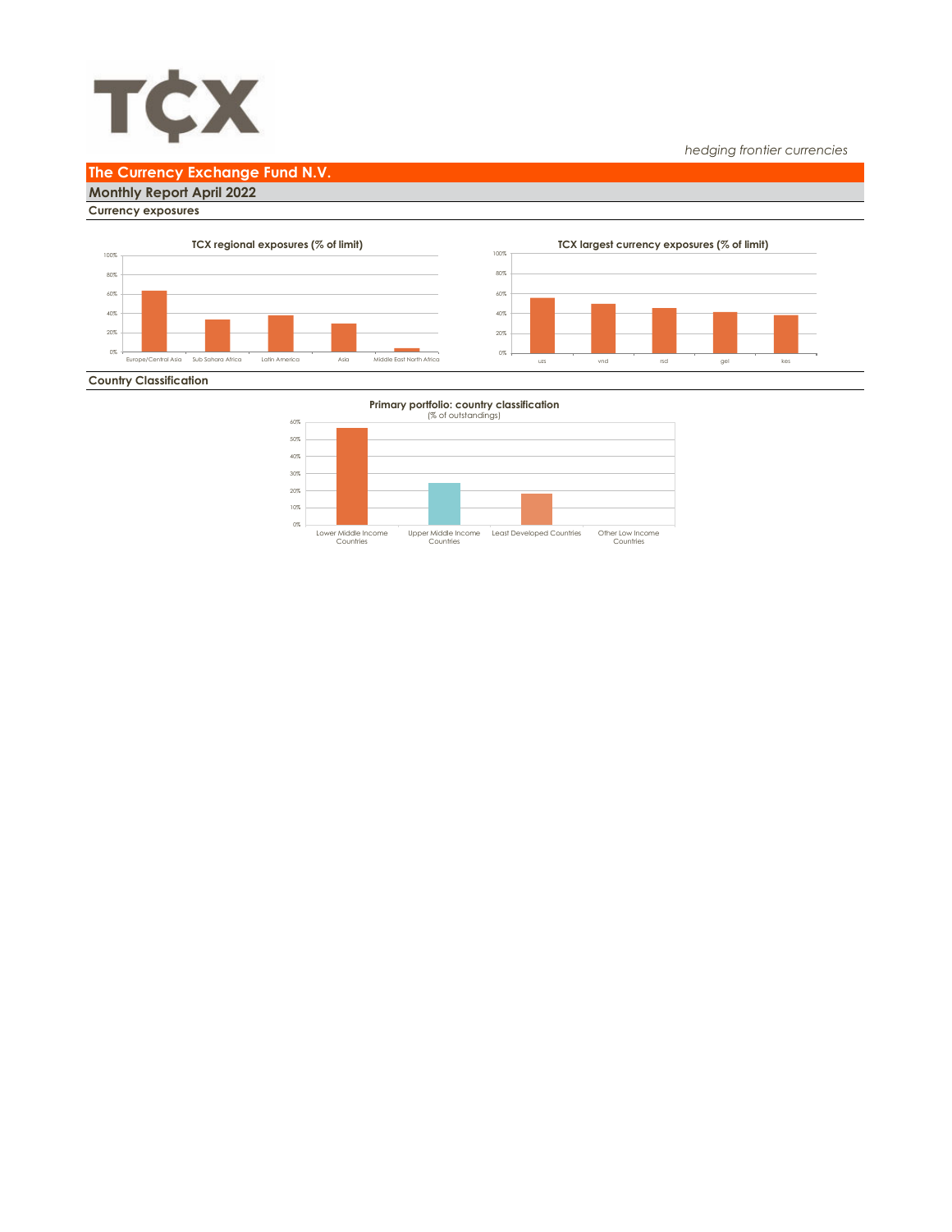TCX

*hedging frontier currencies*

# The Currency Exchange Fund N.V.

## Monthly Report April 2022

### Currency exposures

**TCX regional exposures (% of limit)**

100%
80%
60%
40%
20%
0%

Europe/Central Asia
Sub Sahara Africa
Latin America
Asia
Middle East North Africa

**TCX largest currency exposures (% of limit)**

100%
80%
60%
40%
20%
0%

uzs
vnd
rsd
gel
kes

### Country Classification

**Primary portfolio: country classification**
(% of outstandings)

60%
50%
40%
30%
20%
10%
0%

Lower Middle Income Countries
Upper Middle Income Countries
Least Developed Countries
Other Low Income Countries